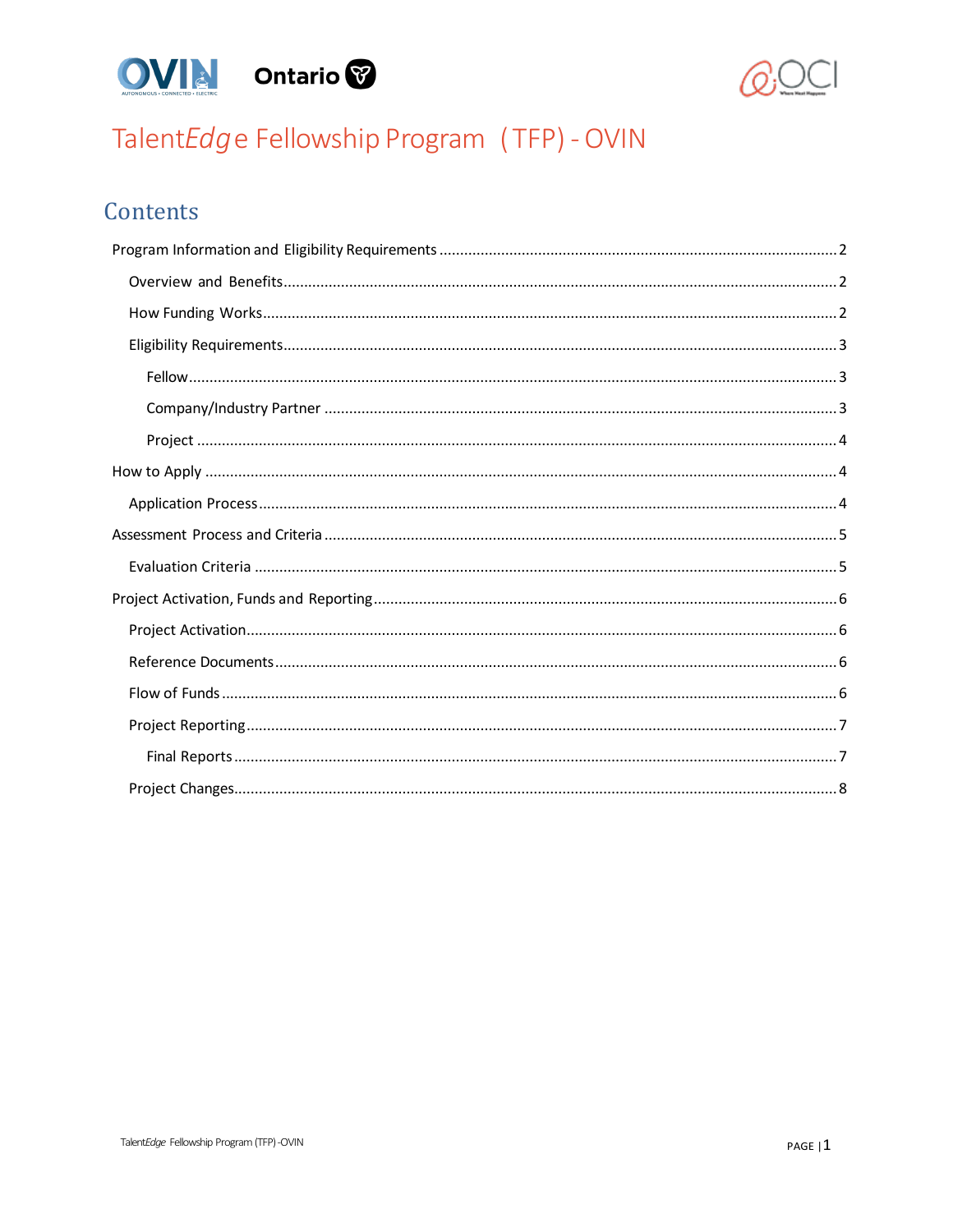# Talent*Edge* Fellowship Program (TFP) - OVIN

## Contents

- Program Information and Eligibility Requirements ..... 2
  - Overview and Benefits ..... 2
  - How Funding Works ..... 2
  - Eligibility Requirements ..... 3
    - Fellow ..... 3
    - Company/Industry Partner ..... 3
    - Project ..... 4
- How to Apply ..... 4
  - Application Process ..... 4
- Assessment Process and Criteria ..... 5
  - Evaluation Criteria ..... 5
- Project Activation, Funds and Reporting ..... 6
  - Project Activation ..... 6
  - Reference Documents ..... 6
  - Flow of Funds ..... 6
  - Project Reporting ..... 7
    - Final Reports ..... 7
  - Project Changes ..... 8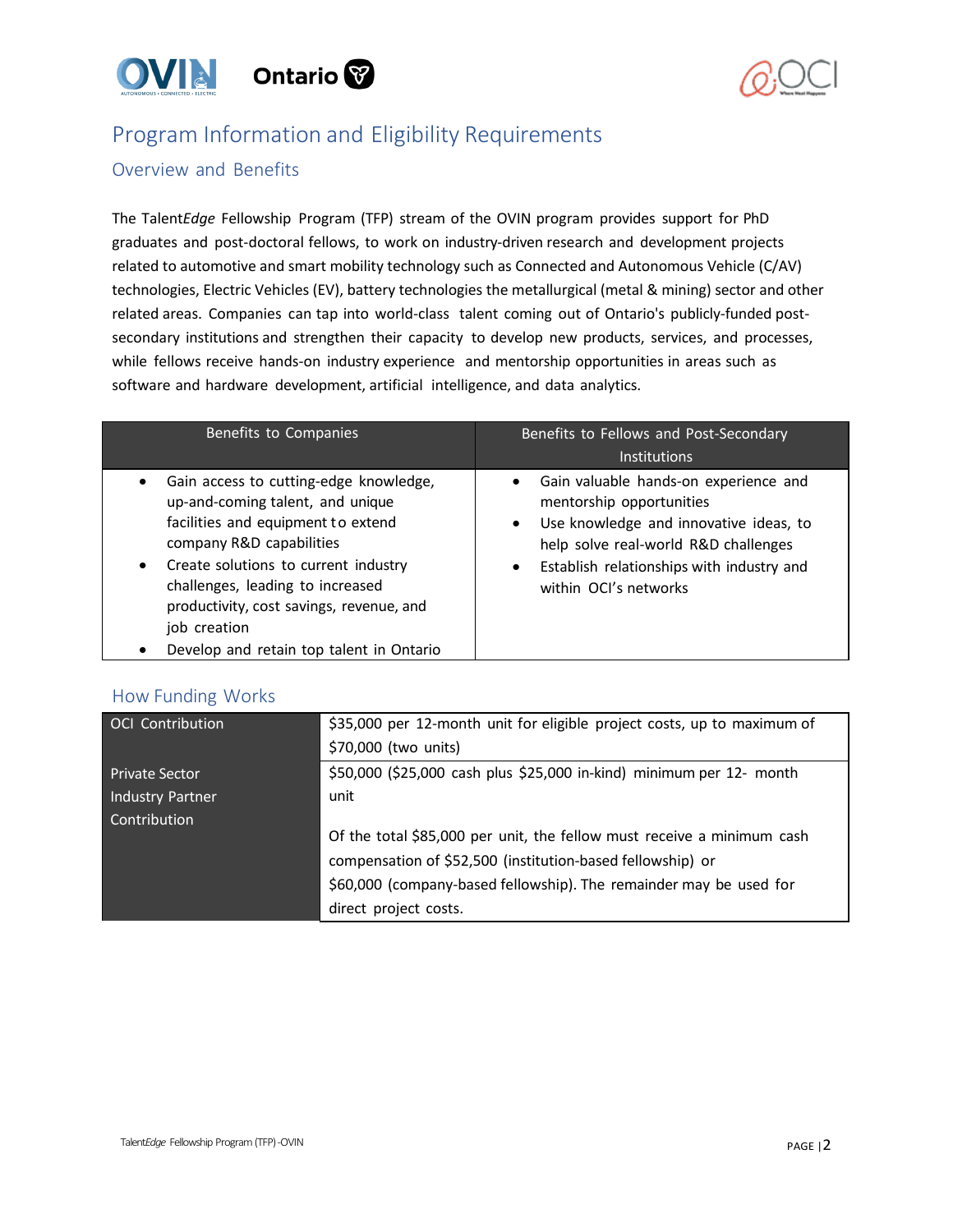## Program Information and Eligibility Requirements

### Overview and Benefits

The Talent*Edge* Fellowship Program (TFP) stream of the OVIN program provides support for PhD graduates and post-doctoral fellows, to work on industry-driven research and development projects related to automotive and smart mobility technology such as Connected and Autonomous Vehicle (C/AV) technologies, Electric Vehicles (EV), battery technologies the metallurgical (metal & mining) sector and other related areas. Companies can tap into world-class talent coming out of Ontario's publicly-funded post-secondary institutions and strengthen their capacity to develop new products, services, and processes, while fellows receive hands-on industry experience and mentorship opportunities in areas such as software and hardware development, artificial intelligence, and data analytics.

| Benefits to Companies | Benefits to Fellows and Post-Secondary Institutions |
|---|---|
| • Gain access to cutting-edge knowledge, up-and-coming talent, and unique facilities and equipment to extend company R&D capabilities<br>• Create solutions to current industry challenges, leading to increased productivity, cost savings, revenue, and job creation<br>• Develop and retain top talent in Ontario | • Gain valuable hands-on experience and mentorship opportunities<br>• Use knowledge and innovative ideas, to help solve real-world R&D challenges<br>• Establish relationships with industry and within OCI's networks |

### How Funding Works

| | |
|---|---|
| OCI Contribution | $35,000 per 12-month unit for eligible project costs, up to maximum of $70,000 (two units) |
| Private Sector Industry Partner Contribution | $50,000 ($25,000 cash plus $25,000 in-kind) minimum per 12- month unit<br><br>Of the total $85,000 per unit, the fellow must receive a minimum cash compensation of $52,500 (institution-based fellowship) or $60,000 (company-based fellowship). The remainder may be used for direct project costs. |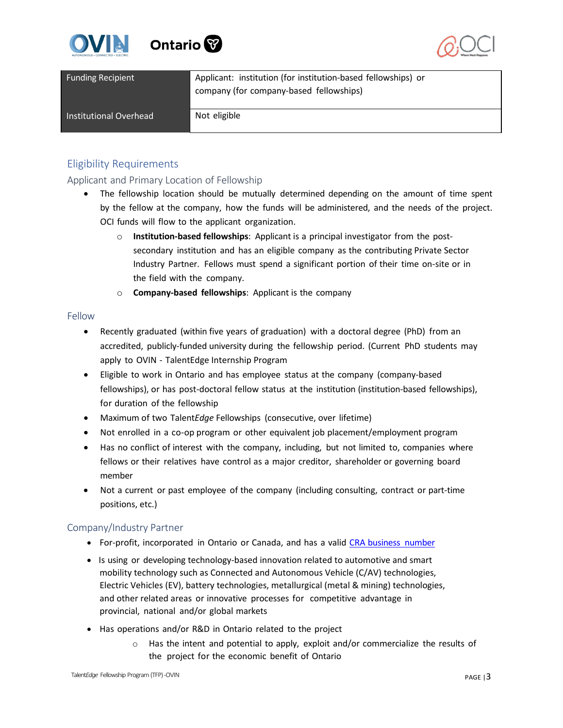| Funding Recipient | Applicant: institution (for institution-based fellowships) or company (for company-based fellowships) |
| --- | --- |
| Institutional Overhead | Not eligible |

## Eligibility Requirements

### Applicant and Primary Location of Fellowship

- The fellowship location should be mutually determined depending on the amount of time spent by the fellow at the company, how the funds will be administered, and the needs of the project. OCI funds will flow to the applicant organization.
  - **Institution-based fellowships**: Applicant is a principal investigator from the post-secondary institution and has an eligible company as the contributing Private Sector Industry Partner. Fellows must spend a significant portion of their time on-site or in the field with the company.
  - **Company-based fellowships**: Applicant is the company

### Fellow

- Recently graduated (within five years of graduation) with a doctoral degree (PhD) from an accredited, publicly-funded university during the fellowship period. (Current PhD students may apply to OVIN - TalentEdge Internship Program
- Eligible to work in Ontario and has employee status at the company (company-based fellowships), or has post-doctoral fellow status at the institution (institution-based fellowships), for duration of the fellowship
- Maximum of two Talent*Edge* Fellowships (consecutive, over lifetime)
- Not enrolled in a co-op program or other equivalent job placement/employment program
- Has no conflict of interest with the company, including, but not limited to, companies where fellows or their relatives have control as a major creditor, shareholder or governing board member
- Not a current or past employee of the company (including consulting, contract or part-time positions, etc.)

### Company/Industry Partner

- For-profit, incorporated in Ontario or Canada, and has a valid CRA business number
- Is using or developing technology-based innovation related to automotive and smart mobility technology such as Connected and Autonomous Vehicle (C/AV) technologies, Electric Vehicles (EV), battery technologies, metallurgical (metal & mining) technologies, and other related areas or innovative processes for competitive advantage in provincial, national and/or global markets
- Has operations and/or R&D in Ontario related to the project
  - Has the intent and potential to apply, exploit and/or commercialize the results of the project for the economic benefit of Ontario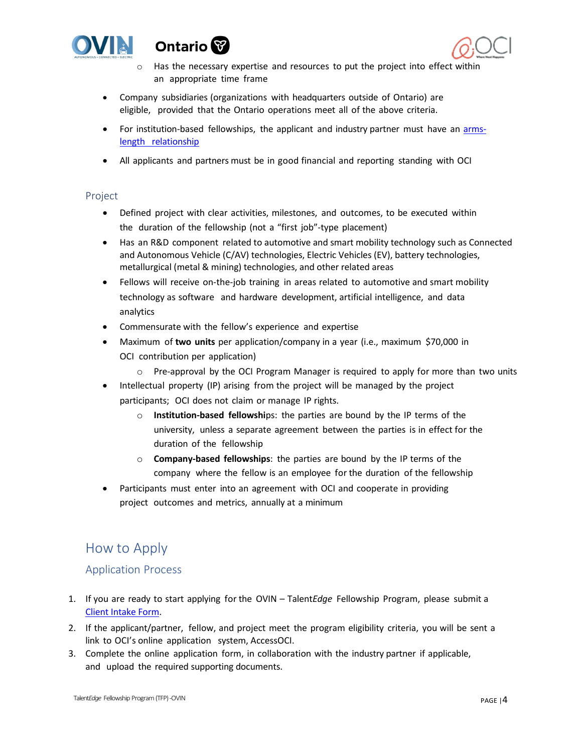- Has the necessary expertise and resources to put the project into effect within an appropriate time frame

- Company subsidiaries (organizations with headquarters outside of Ontario) are eligible, provided that the Ontario operations meet all of the above criteria.
- For institution-based fellowships, the applicant and industry partner must have an [arms-length relationship]()
- All applicants and partners must be in good financial and reporting standing with OCI

### Project

- Defined project with clear activities, milestones, and outcomes, to be executed within the duration of the fellowship (not a "first job"-type placement)
- Has an R&D component related to automotive and smart mobility technology such as Connected and Autonomous Vehicle (C/AV) technologies, Electric Vehicles (EV), battery technologies, metallurgical (metal & mining) technologies, and other related areas
- Fellows will receive on-the-job training in areas related to automotive and smart mobility technology as software and hardware development, artificial intelligence, and data analytics
- Commensurate with the fellow's experience and expertise
- Maximum of **two units** per application/company in a year (i.e., maximum $70,000 in OCI contribution per application)
    - Pre-approval by the OCI Program Manager is required to apply for more than two units
- Intellectual property (IP) arising from the project will be managed by the project participants; OCI does not claim or manage IP rights.
    - **Institution-based fellowships**: the parties are bound by the IP terms of the university, unless a separate agreement between the parties is in effect for the duration of the fellowship
    - **Company-based fellowships**: the parties are bound by the IP terms of the company where the fellow is an employee for the duration of the fellowship
- Participants must enter into an agreement with OCI and cooperate in providing project outcomes and metrics, annually at a minimum

## How to Apply

### Application Process

1. If you are ready to start applying for the OVIN – Talent*Edge* Fellowship Program, please submit a [Client Intake Form]().
2. If the applicant/partner, fellow, and project meet the program eligibility criteria, you will be sent a link to OCI's online application system, AccessOCI.
3. Complete the online application form, in collaboration with the industry partner if applicable, and upload the required supporting documents.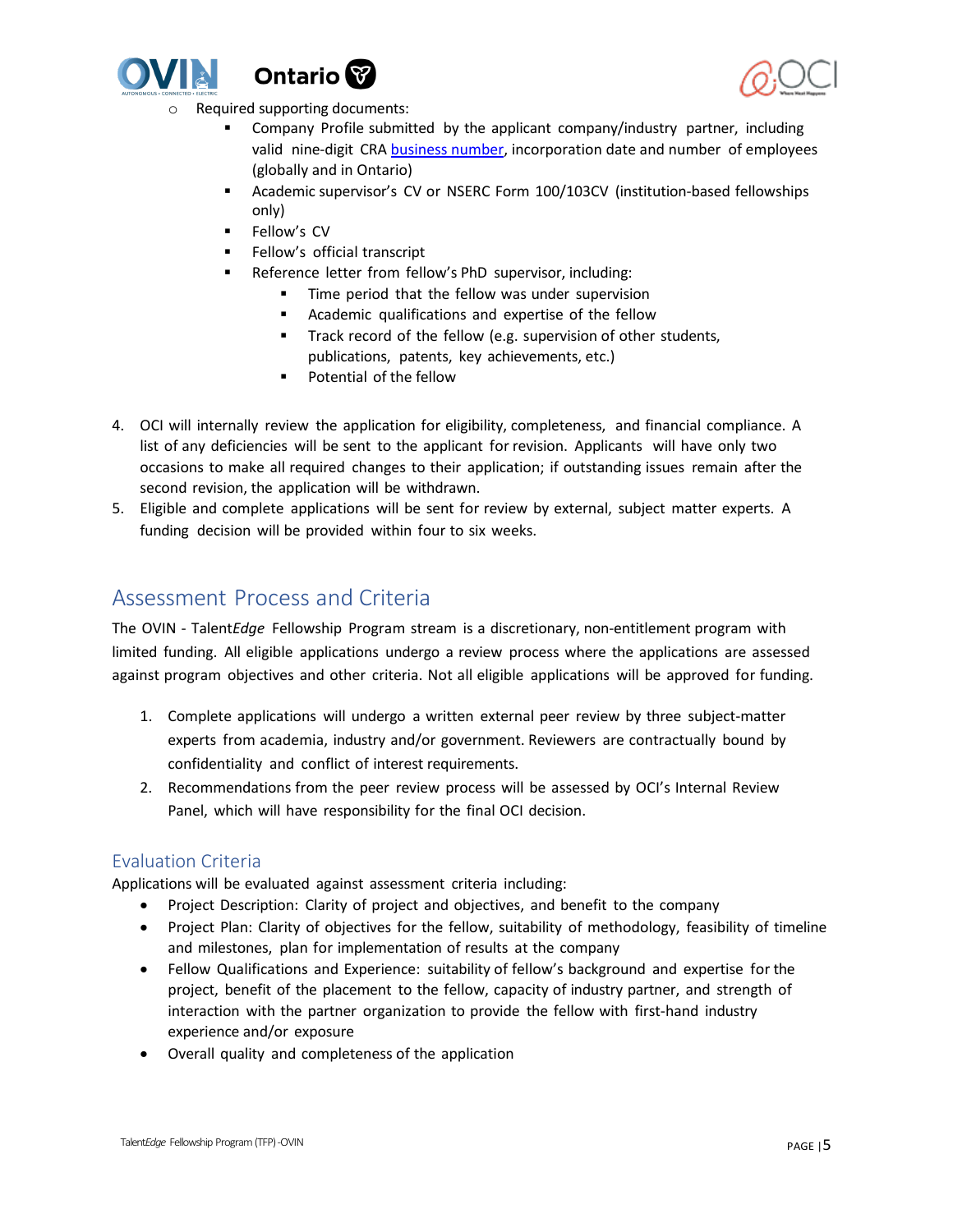- Required supporting documents:
  - Company Profile submitted by the applicant company/industry partner, including valid nine-digit CRA [business number](), incorporation date and number of employees (globally and in Ontario)
  - Academic supervisor's CV or NSERC Form 100/103CV (institution-based fellowships only)
  - Fellow's CV
  - Fellow's official transcript
  - Reference letter from fellow's PhD supervisor, including:
    - Time period that the fellow was under supervision
    - Academic qualifications and expertise of the fellow
    - Track record of the fellow (e.g. supervision of other students, publications, patents, key achievements, etc.)
    - Potential of the fellow

4. OCI will internally review the application for eligibility, completeness, and financial compliance. A list of any deficiencies will be sent to the applicant for revision. Applicants will have only two occasions to make all required changes to their application; if outstanding issues remain after the second revision, the application will be withdrawn.
5. Eligible and complete applications will be sent for review by external, subject matter experts. A funding decision will be provided within four to six weeks.

## Assessment Process and Criteria

The OVIN - Talent*Edge* Fellowship Program stream is a discretionary, non-entitlement program with limited funding. All eligible applications undergo a review process where the applications are assessed against program objectives and other criteria. Not all eligible applications will be approved for funding.

1. Complete applications will undergo a written external peer review by three subject-matter experts from academia, industry and/or government. Reviewers are contractually bound by confidentiality and conflict of interest requirements.
2. Recommendations from the peer review process will be assessed by OCI's Internal Review Panel, which will have responsibility for the final OCI decision.

### Evaluation Criteria

Applications will be evaluated against assessment criteria including:

- Project Description: Clarity of project and objectives, and benefit to the company
- Project Plan: Clarity of objectives for the fellow, suitability of methodology, feasibility of timeline and milestones, plan for implementation of results at the company
- Fellow Qualifications and Experience: suitability of fellow's background and expertise for the project, benefit of the placement to the fellow, capacity of industry partner, and strength of interaction with the partner organization to provide the fellow with first-hand industry experience and/or exposure
- Overall quality and completeness of the application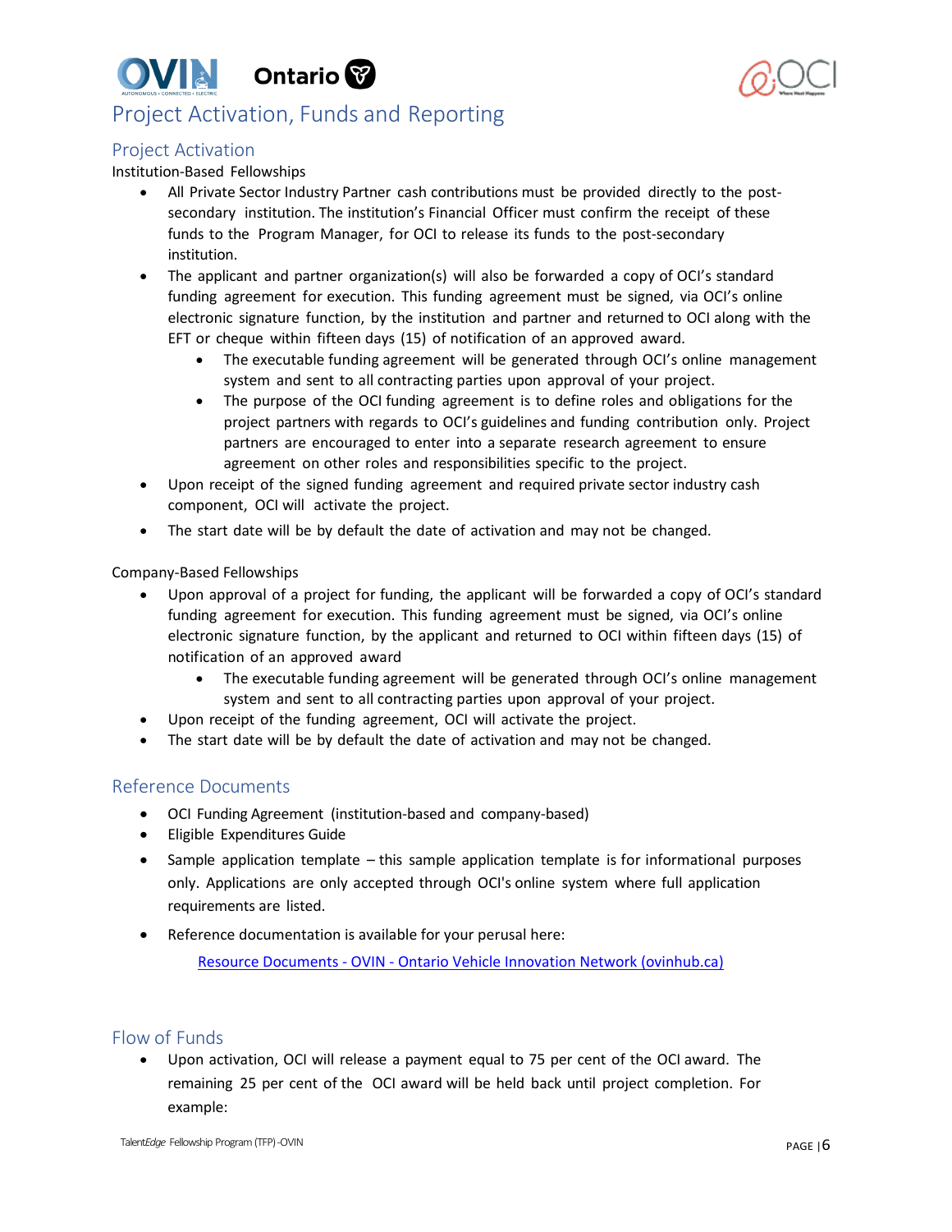# Project Activation, Funds and Reporting

## Project Activation

Institution-Based Fellowships

- All Private Sector Industry Partner cash contributions must be provided directly to the post-secondary institution. The institution's Financial Officer must confirm the receipt of these funds to the Program Manager, for OCI to release its funds to the post-secondary institution.
- The applicant and partner organization(s) will also be forwarded a copy of OCI's standard funding agreement for execution. This funding agreement must be signed, via OCI's online electronic signature function, by the institution and partner and returned to OCI along with the EFT or cheque within fifteen days (15) of notification of an approved award.
    - The executable funding agreement will be generated through OCI's online management system and sent to all contracting parties upon approval of your project.
    - The purpose of the OCI funding agreement is to define roles and obligations for the project partners with regards to OCI's guidelines and funding contribution only. Project partners are encouraged to enter into a separate research agreement to ensure agreement on other roles and responsibilities specific to the project.
- Upon receipt of the signed funding agreement and required private sector industry cash component, OCI will activate the project.
- The start date will be by default the date of activation and may not be changed.

Company-Based Fellowships

- Upon approval of a project for funding, the applicant will be forwarded a copy of OCI's standard funding agreement for execution. This funding agreement must be signed, via OCI's online electronic signature function, by the applicant and returned to OCI within fifteen days (15) of notification of an approved award
    - The executable funding agreement will be generated through OCI's online management system and sent to all contracting parties upon approval of your project.
- Upon receipt of the funding agreement, OCI will activate the project.
- The start date will be by default the date of activation and may not be changed.

## Reference Documents

- OCI Funding Agreement (institution-based and company-based)
- Eligible Expenditures Guide
- Sample application template – this sample application template is for informational purposes only. Applications are only accepted through OCI's online system where full application requirements are listed.
- Reference documentation is available for your perusal here:

  [Resource Documents - OVIN - Ontario Vehicle Innovation Network (ovinhub.ca)](https://ovinhub.ca)

## Flow of Funds

- Upon activation, OCI will release a payment equal to 75 per cent of the OCI award. The remaining 25 per cent of the OCI award will be held back until project completion. For example: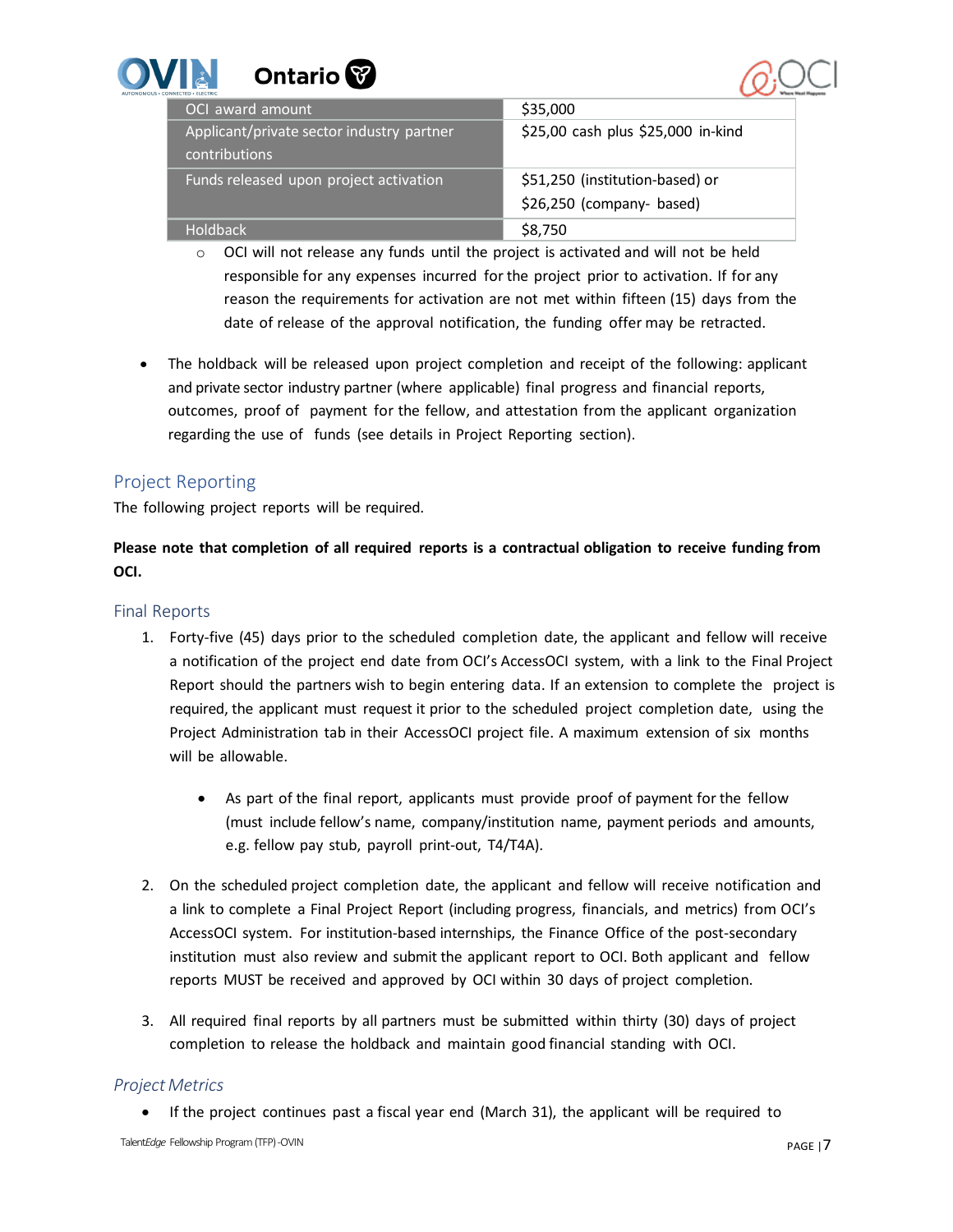| OCI award amount | $35,000 |
|---|---|
| Applicant/private sector industry partner contributions | $25,00 cash plus $25,000 in-kind |
| Funds released upon project activation | $51,250 (institution-based) or $26,250 (company- based) |
| Holdback | $8,750 |

- OCI will not release any funds until the project is activated and will not be held responsible for any expenses incurred for the project prior to activation. If for any reason the requirements for activation are not met within fifteen (15) days from the date of release of the approval notification, the funding offer may be retracted.

- The holdback will be released upon project completion and receipt of the following: applicant and private sector industry partner (where applicable) final progress and financial reports, outcomes, proof of payment for the fellow, and attestation from the applicant organization regarding the use of funds (see details in Project Reporting section).

## Project Reporting

The following project reports will be required.

**Please note that completion of all required reports is a contractual obligation to receive funding from OCI.**

### Final Reports

1. Forty-five (45) days prior to the scheduled completion date, the applicant and fellow will receive a notification of the project end date from OCI's AccessOCI system, with a link to the Final Project Report should the partners wish to begin entering data. If an extension to complete the project is required, the applicant must request it prior to the scheduled project completion date, using the Project Administration tab in their AccessOCI project file. A maximum extension of six months will be allowable.

   - As part of the final report, applicants must provide proof of payment for the fellow (must include fellow's name, company/institution name, payment periods and amounts, e.g. fellow pay stub, payroll print-out, T4/T4A).

2. On the scheduled project completion date, the applicant and fellow will receive notification and a link to complete a Final Project Report (including progress, financials, and metrics) from OCI's AccessOCI system. For institution-based internships, the Finance Office of the post-secondary institution must also review and submit the applicant report to OCI. Both applicant and fellow reports MUST be received and approved by OCI within 30 days of project completion.

3. All required final reports by all partners must be submitted within thirty (30) days of project completion to release the holdback and maintain good financial standing with OCI.

### *Project Metrics*

- If the project continues past a fiscal year end (March 31), the applicant will be required to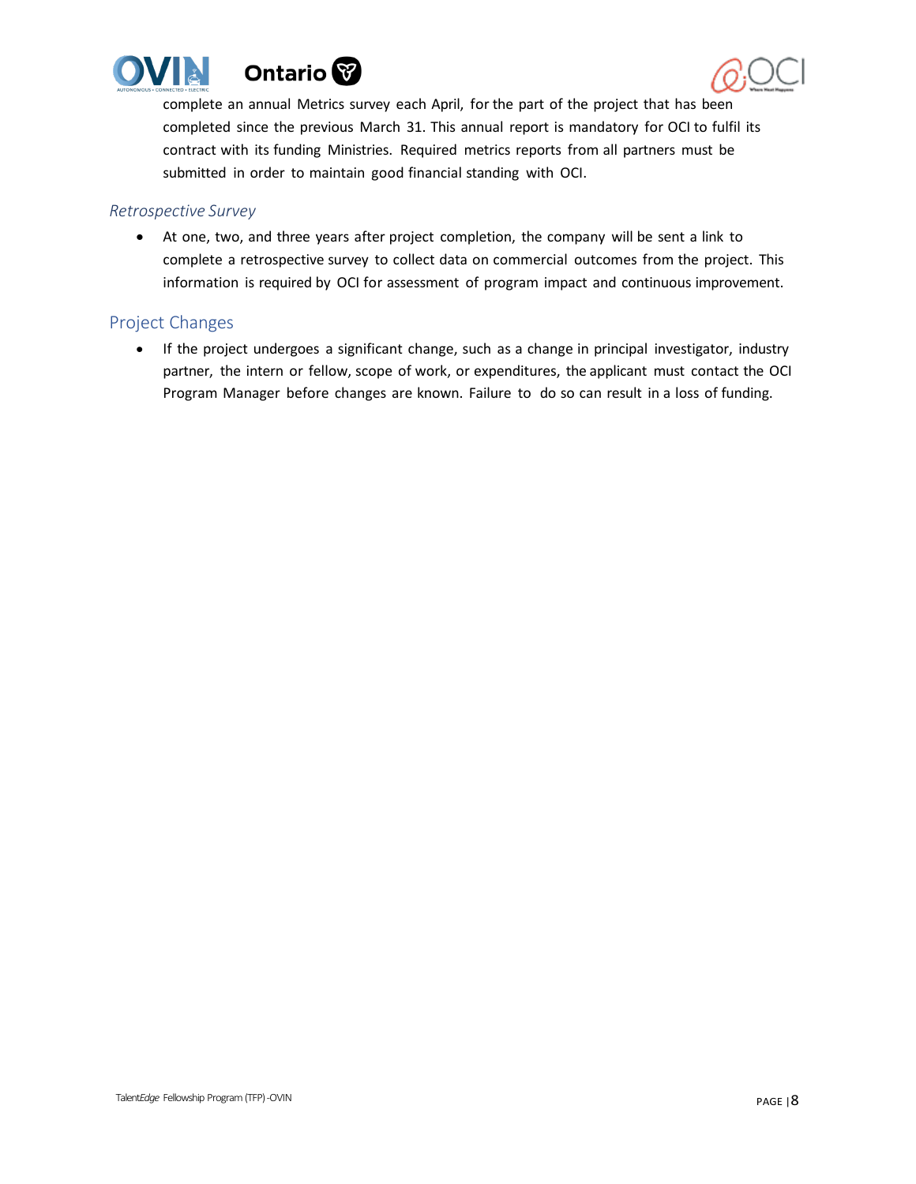complete an annual Metrics survey each April, for the part of the project that has been completed since the previous March 31. This annual report is mandatory for OCI to fulfil its contract with its funding Ministries. Required metrics reports from all partners must be submitted in order to maintain good financial standing with OCI.

### *Retrospective Survey*

- At one, two, and three years after project completion, the company will be sent a link to complete a retrospective survey to collect data on commercial outcomes from the project. This information is required by OCI for assessment of program impact and continuous improvement.

## Project Changes

- If the project undergoes a significant change, such as a change in principal investigator, industry partner, the intern or fellow, scope of work, or expenditures, the applicant must contact the OCI Program Manager before changes are known. Failure to do so can result in a loss of funding.